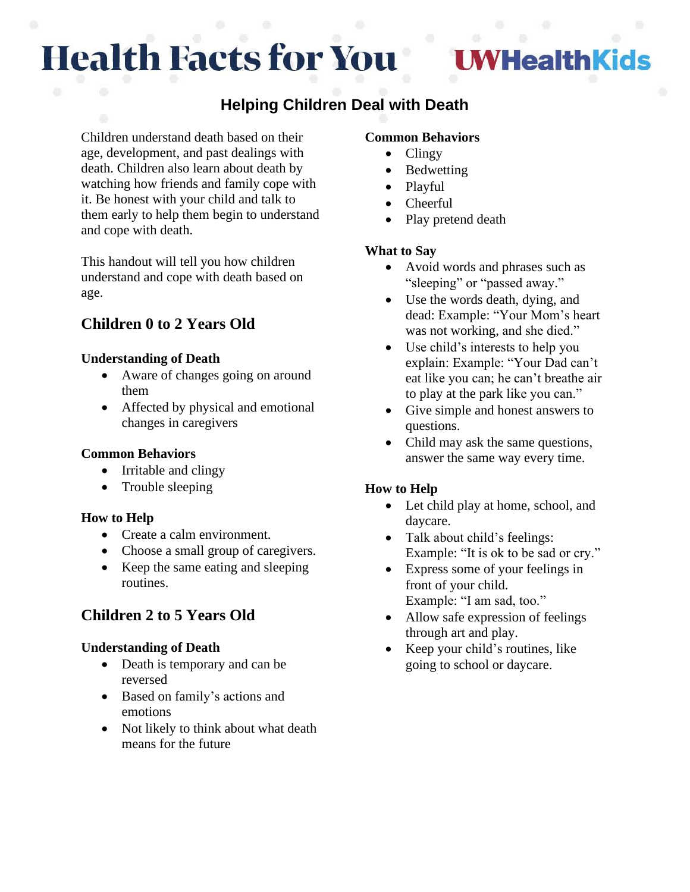# Health Facts for You

UWHealthKids

## Helping Children Deal with Death

Children understand death based on their age, development, and past dealings with death. Children also learn about death by watching how friends and family cope with it. Be honest with your child and talk to them early to help them begin to understand and cope with death.

This handout will tell you how children understand and cope with death based on age.

## Children 0 to 2 Years Old

### Understanding of Death

- Aware of changes going on around them
- Affected by physical and emotional changes in caregivers

### Common Behaviors

- Irritable and clingy
- Trouble sleeping

### How to Help

- Create a calm environment.
- Choose a small group of caregivers.
- Keep the same eating and sleeping routines.

## Children 2 to 5 Years Old

### Understanding of Death

- Death is temporary and can be reversed
- Based on family's actions and emotions
- Not likely to think about what death means for the future

### Common Behaviors

- Clingy
- Bedwetting
- Playful
- Cheerful
- Play pretend death

### What to Say

- Avoid words and phrases such as "sleeping" or "passed away."
- Use the words death, dying, and dead: Example: "Your Mom's heart was not working, and she died."
- Use child's interests to help you explain: Example: "Your Dad can't eat like you can; he can't breathe air to play at the park like you can."
- Give simple and honest answers to questions.
- Child may ask the same questions, answer the same way every time.

### How to Help

- Let child play at home, school, and daycare.
- Talk about child's feelings: Example: "It is ok to be sad or cry."
- Express some of your feelings in front of your child. Example: "I am sad, too."
- Allow safe expression of feelings through art and play.
- Keep your child's routines, like going to school or daycare.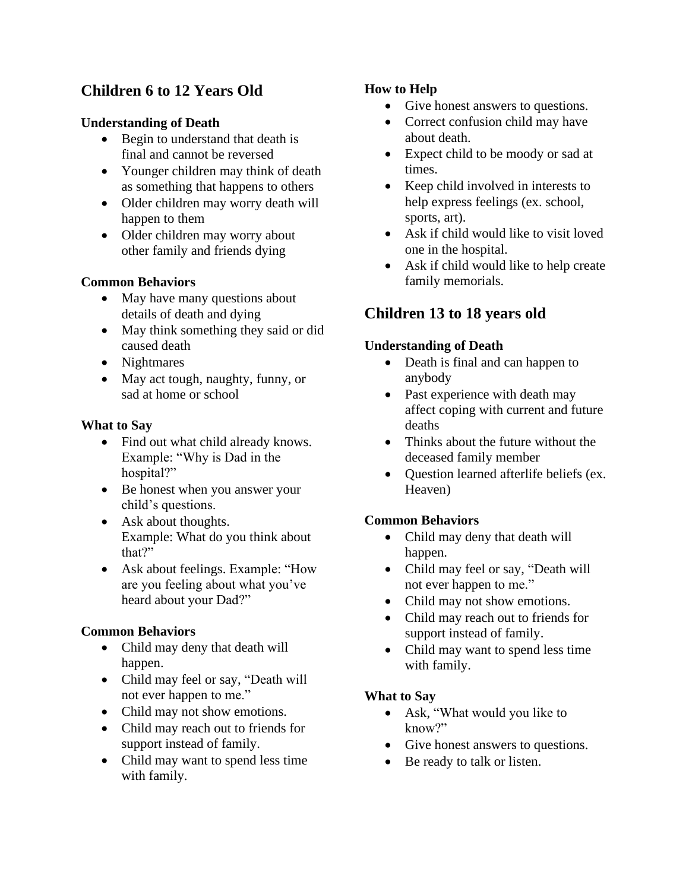## Children 6 to 12 Years Old

### Understanding of Death

- Begin to understand that death is final and cannot be reversed
- Younger children may think of death as something that happens to others
- Older children may worry death will happen to them
- Older children may worry about other family and friends dying

### Common Behaviors

- May have many questions about details of death and dying
- May think something they said or did caused death
- Nightmares
- May act tough, naughty, funny, or sad at home or school

### What to Say

- Find out what child already knows. Example: "Why is Dad in the hospital?"
- Be honest when you answer your child's questions.
- Ask about thoughts. Example: What do you think about that?"
- Ask about feelings. Example: "How are you feeling about what you've heard about your Dad?"

### Common Behaviors

- Child may deny that death will happen.
- Child may feel or say, "Death will not ever happen to me."
- Child may not show emotions.
- Child may reach out to friends for support instead of family.
- Child may want to spend less time with family.

### How to Help

- Give honest answers to questions.
- Correct confusion child may have about death.
- Expect child to be moody or sad at times.
- Keep child involved in interests to help express feelings (ex. school, sports, art).
- Ask if child would like to visit loved one in the hospital.
- Ask if child would like to help create family memorials.

## Children 13 to 18 years old

### Understanding of Death

- Death is final and can happen to anybody
- Past experience with death may affect coping with current and future deaths
- Thinks about the future without the deceased family member
- Question learned afterlife beliefs (ex. Heaven)

### Common Behaviors

- Child may deny that death will happen.
- Child may feel or say, "Death will not ever happen to me."
- Child may not show emotions.
- Child may reach out to friends for support instead of family.
- Child may want to spend less time with family.

### What to Say

- Ask, "What would you like to know?"
- Give honest answers to questions.
- Be ready to talk or listen.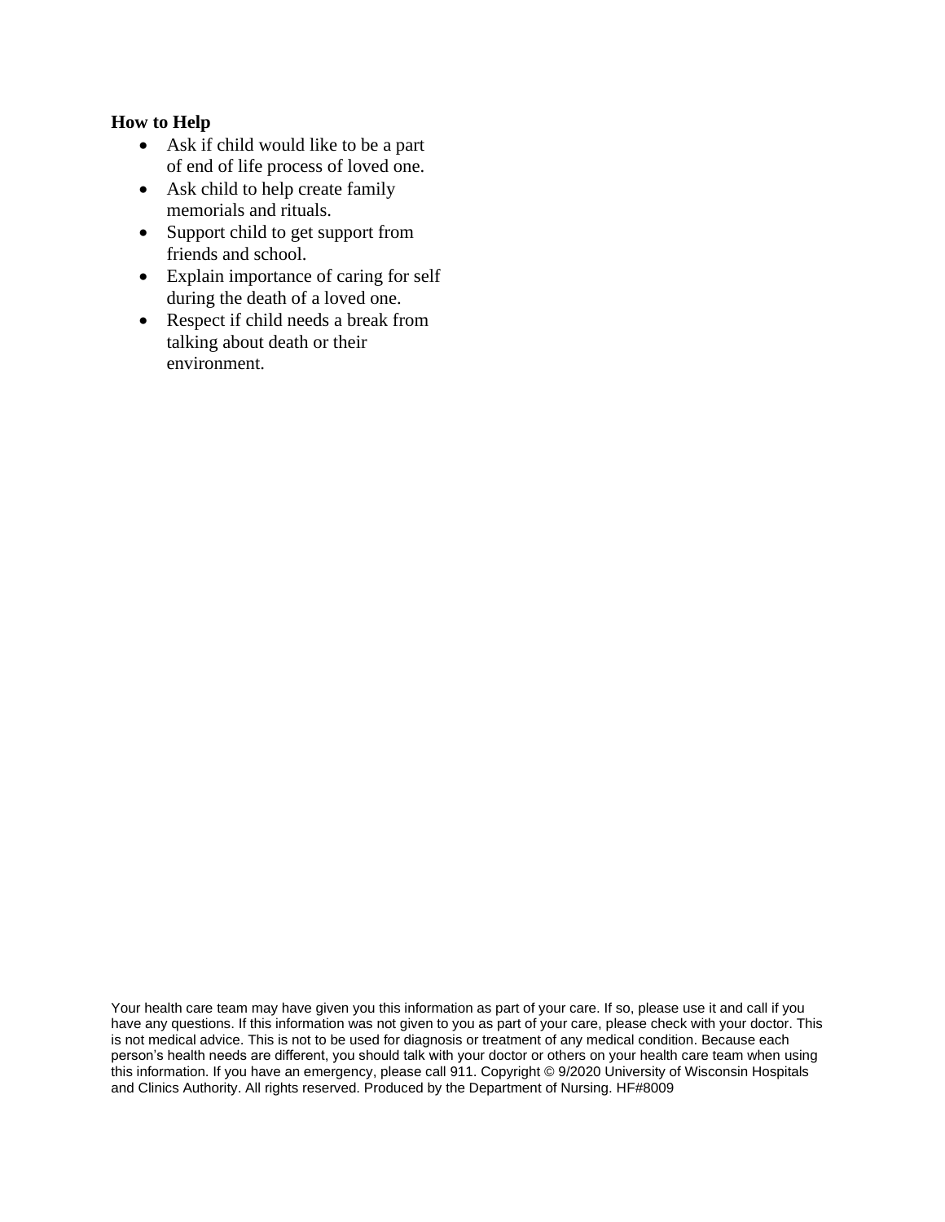**How to Help**

- Ask if child would like to be a part of end of life process of loved one.
- Ask child to help create family memorials and rituals.
- Support child to get support from friends and school.
- Explain importance of caring for self during the death of a loved one.
- Respect if child needs a break from talking about death or their environment.

Your health care team may have given you this information as part of your care. If so, please use it and call if you have any questions. If this information was not given to you as part of your care, please check with your doctor. This is not medical advice. This is not to be used for diagnosis or treatment of any medical condition. Because each person's health needs are different, you should talk with your doctor or others on your health care team when using this information. If you have an emergency, please call 911. Copyright © 9/2020 University of Wisconsin Hospitals and Clinics Authority. All rights reserved. Produced by the Department of Nursing. HF#8009